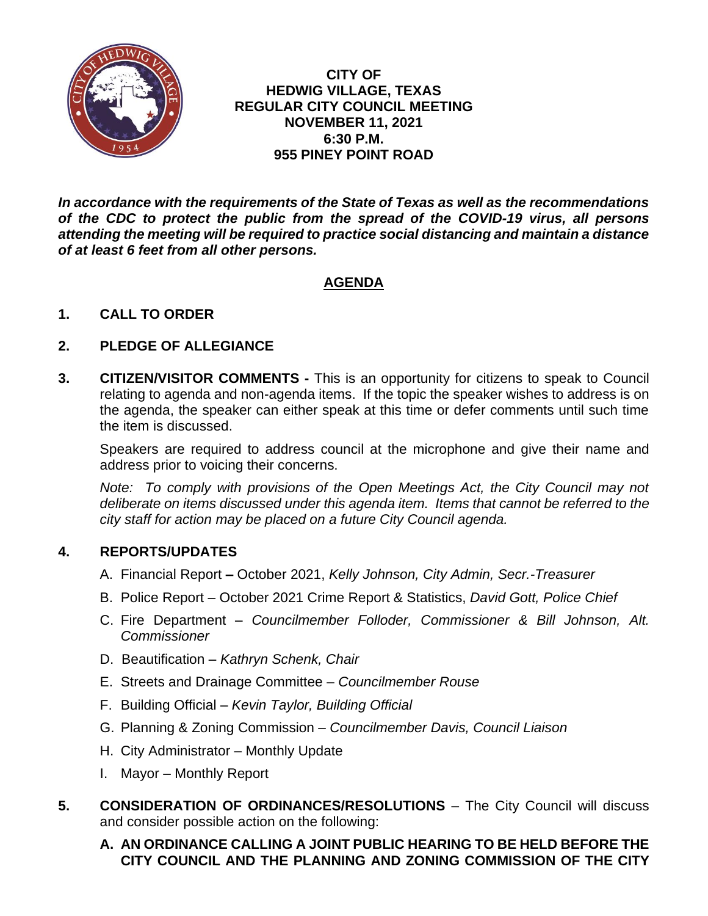**CITY OF**
**HEDWIG VILLAGE, TEXAS**
**REGULAR CITY COUNCIL MEETING**
**NOVEMBER 11, 2021**
**6:30 P.M.**
**955 PINEY POINT ROAD**

***In accordance with the requirements of the State of Texas as well as the recommendations of the CDC to protect the public from the spread of the COVID-19 virus, all persons attending the meeting will be required to practice social distancing and maintain a distance of at least 6 feet from all other persons.***

## AGENDA

**1. CALL TO ORDER**

**2. PLEDGE OF ALLEGIANCE**

**3. CITIZEN/VISITOR COMMENTS -** This is an opportunity for citizens to speak to Council relating to agenda and non-agenda items. If the topic the speaker wishes to address is on the agenda, the speaker can either speak at this time or defer comments until such time the item is discussed.

Speakers are required to address council at the microphone and give their name and address prior to voicing their concerns.

*Note: To comply with provisions of the Open Meetings Act, the City Council may not deliberate on items discussed under this agenda item. Items that cannot be referred to the city staff for action may be placed on a future City Council agenda.*

**4. REPORTS/UPDATES**

A. Financial Report **–** October 2021, *Kelly Johnson, City Admin, Secr.-Treasurer*

B. Police Report – October 2021 Crime Report & Statistics, *David Gott, Police Chief*

C. Fire Department – *Councilmember Folloder, Commissioner & Bill Johnson, Alt. Commissioner*

D. Beautification – *Kathryn Schenk, Chair*

E. Streets and Drainage Committee – *Councilmember Rouse*

F. Building Official – *Kevin Taylor, Building Official*

G. Planning & Zoning Commission – *Councilmember Davis, Council Liaison*

H. City Administrator – Monthly Update

I. Mayor – Monthly Report

**5. CONSIDERATION OF ORDINANCES/RESOLUTIONS** – The City Council will discuss and consider possible action on the following:

**A. AN ORDINANCE CALLING A JOINT PUBLIC HEARING TO BE HELD BEFORE THE CITY COUNCIL AND THE PLANNING AND ZONING COMMISSION OF THE CITY**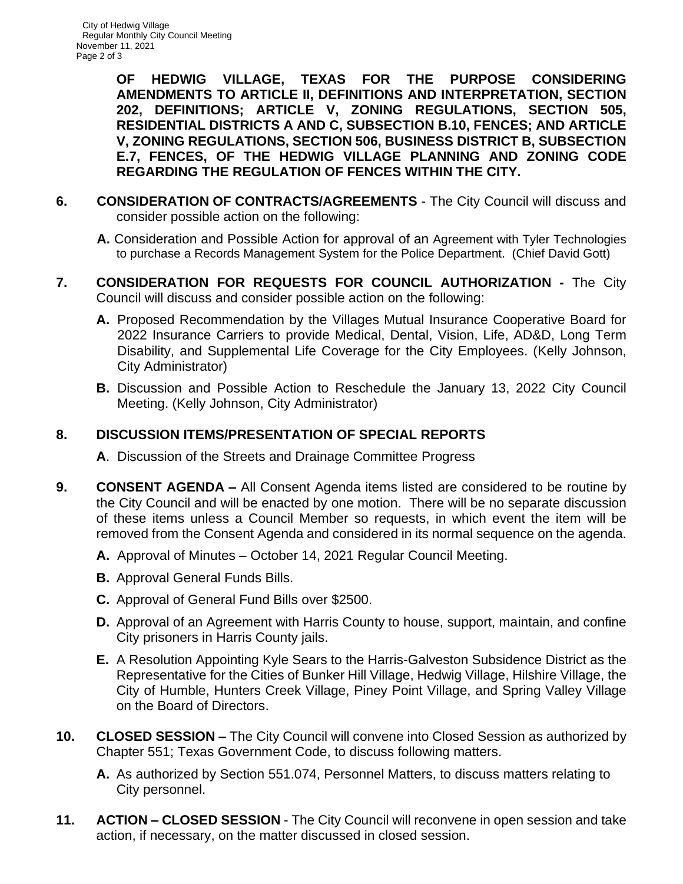**OF HEDWIG VILLAGE, TEXAS FOR THE PURPOSE CONSIDERING AMENDMENTS TO ARTICLE II, DEFINITIONS AND INTERPRETATION, SECTION 202, DEFINITIONS; ARTICLE V, ZONING REGULATIONS, SECTION 505, RESIDENTIAL DISTRICTS A AND C, SUBSECTION B.10, FENCES; AND ARTICLE V, ZONING REGULATIONS, SECTION 506, BUSINESS DISTRICT B, SUBSECTION E.7, FENCES, OF THE HEDWIG VILLAGE PLANNING AND ZONING CODE REGARDING THE REGULATION OF FENCES WITHIN THE CITY.**

**6. CONSIDERATION OF CONTRACTS/AGREEMENTS** - The City Council will discuss and consider possible action on the following:

- **A.** Consideration and Possible Action for approval of an Agreement with Tyler Technologies to purchase a Records Management System for the Police Department. (Chief David Gott)

**7. CONSIDERATION FOR REQUESTS FOR COUNCIL AUTHORIZATION -** The City Council will discuss and consider possible action on the following:

- **A.** Proposed Recommendation by the Villages Mutual Insurance Cooperative Board for 2022 Insurance Carriers to provide Medical, Dental, Vision, Life, AD&D, Long Term Disability, and Supplemental Life Coverage for the City Employees. (Kelly Johnson, City Administrator)
- **B.** Discussion and Possible Action to Reschedule the January 13, 2022 City Council Meeting. (Kelly Johnson, City Administrator)

**8. DISCUSSION ITEMS/PRESENTATION OF SPECIAL REPORTS**

- **A**. Discussion of the Streets and Drainage Committee Progress

**9. CONSENT AGENDA –** All Consent Agenda items listed are considered to be routine by the City Council and will be enacted by one motion. There will be no separate discussion of these items unless a Council Member so requests, in which event the item will be removed from the Consent Agenda and considered in its normal sequence on the agenda.

- **A.** Approval of Minutes – October 14, 2021 Regular Council Meeting.
- **B.** Approval General Funds Bills.
- **C.** Approval of General Fund Bills over $2500.
- **D.** Approval of an Agreement with Harris County to house, support, maintain, and confine City prisoners in Harris County jails.
- **E.** A Resolution Appointing Kyle Sears to the Harris-Galveston Subsidence District as the Representative for the Cities of Bunker Hill Village, Hedwig Village, Hilshire Village, the City of Humble, Hunters Creek Village, Piney Point Village, and Spring Valley Village on the Board of Directors.

**10. CLOSED SESSION –** The City Council will convene into Closed Session as authorized by Chapter 551; Texas Government Code, to discuss following matters.

- **A.** As authorized by Section 551.074, Personnel Matters, to discuss matters relating to City personnel.

**11. ACTION – CLOSED SESSION** - The City Council will reconvene in open session and take action, if necessary, on the matter discussed in closed session.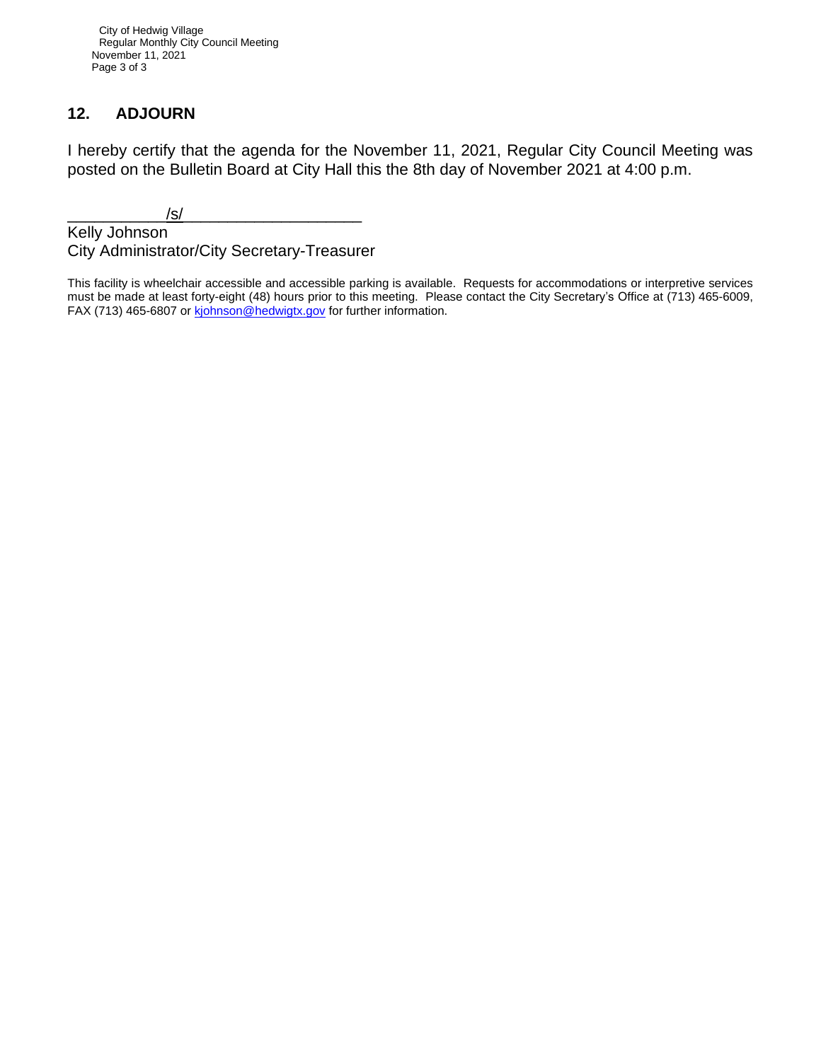## 12. ADJOURN

I hereby certify that the agenda for the November 11, 2021, Regular City Council Meeting was posted on the Bulletin Board at City Hall this the 8th day of November 2021 at 4:00 p.m.

/s/

Kelly Johnson
City Administrator/City Secretary-Treasurer

This facility is wheelchair accessible and accessible parking is available. Requests for accommodations or interpretive services must be made at least forty-eight (48) hours prior to this meeting. Please contact the City Secretary's Office at (713) 465-6009, FAX (713) 465-6807 or kjohnson@hedwigtx.gov for further information.